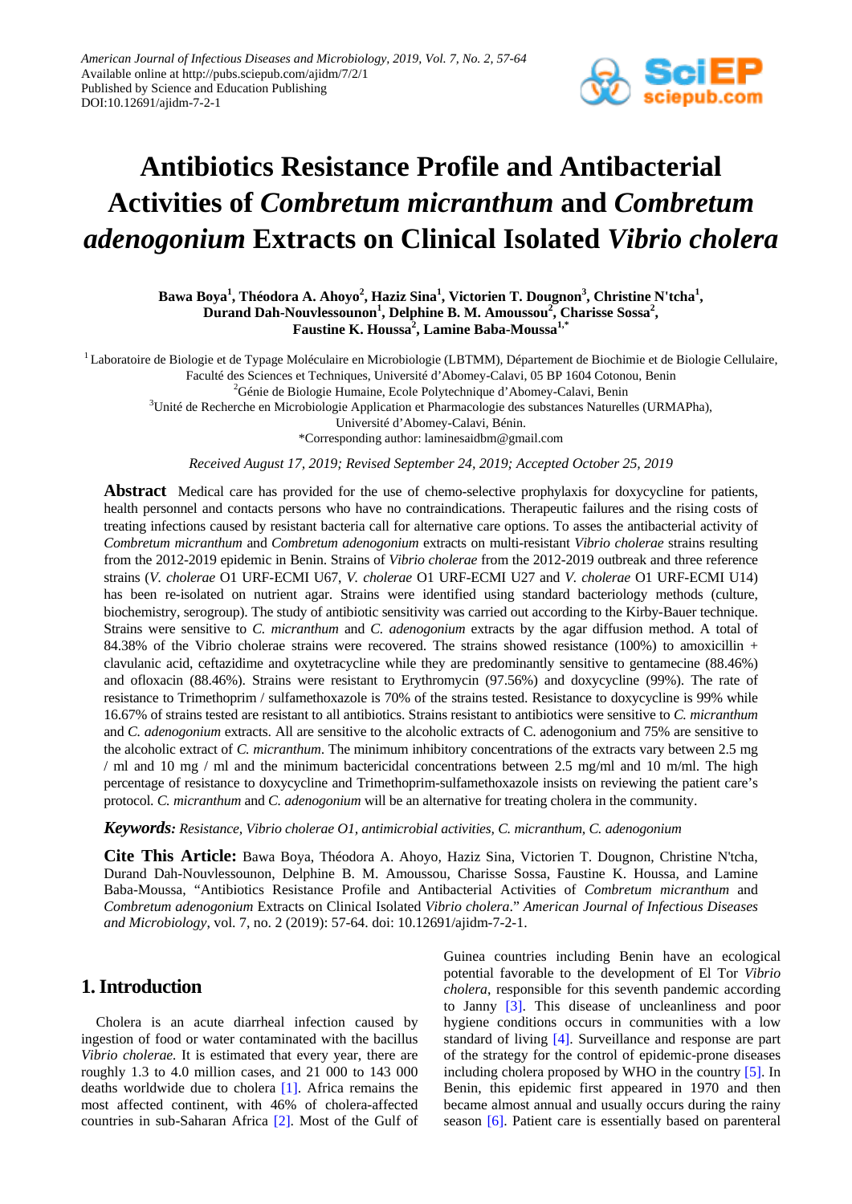# Antibiotics Resistance Profile and Antibacterial Activities of *Combretum micranthum* and *Combretum adenogonium* Extracts on Clinical Isolated *Vibrio cholera*

**Bawa Boya[1], Théodora A. Ahoyo[2], Haziz Sina[1], Victorien T. Dougnon[3], Christine N'tcha[1], Durand Dah-Nouvlessounon[1], Delphine B. M. Amoussou[2], Charisse Sossa[2], Faustine K. Houssa[2], Lamine Baba-Moussa[1,*]**

[1] Laboratoire de Biologie et de Typage Moléculaire en Microbiologie (LBTMM), Département de Biochimie et de Biologie Cellulaire, Faculté des Sciences et Techniques, Université d'Abomey-Calavi, 05 BP 1604 Cotonou, Benin

[2] Génie de Biologie Humaine, Ecole Polytechnique d'Abomey-Calavi, Benin

[3] Unité de Recherche en Microbiologie Application et Pharmacologie des substances Naturelles (URMAPha), Université d'Abomey-Calavi, Bénin.

*Corresponding author: laminesaidbm@gmail.com

*Received August 17, 2019; Revised September 24, 2019; Accepted October 25, 2019*

**Abstract** Medical care has provided for the use of chemo-selective prophylaxis for doxycycline for patients, health personnel and contacts persons who have no contraindications. Therapeutic failures and the rising costs of treating infections caused by resistant bacteria call for alternative care options. To asses the antibacterial activity of *Combretum micranthum* and *Combretum adenogonium* extracts on multi-resistant *Vibrio cholerae* strains resulting from the 2012-2019 epidemic in Benin. Strains of *Vibrio cholerae* from the 2012-2019 outbreak and three reference strains (*V. cholerae* O1 URF-ECMI U67, *V. cholerae* O1 URF-ECMI U27 and *V. cholerae* O1 URF-ECMI U14) has been re-isolated on nutrient agar. Strains were identified using standard bacteriology methods (culture, biochemistry, serogroup). The study of antibiotic sensitivity was carried out according to the Kirby-Bauer technique. Strains were sensitive to *C. micranthum* and *C. adenogonium* extracts by the agar diffusion method. A total of 84.38% of the Vibrio cholerae strains were recovered. The strains showed resistance (100%) to amoxicillin + clavulanic acid, ceftazidime and oxytetracycline while they are predominantly sensitive to gentamecine (88.46%) and ofloxacin (88.46%). Strains were resistant to Erythromycin (97.56%) and doxycycline (99%). The rate of resistance to Trimethoprim / sulfamethoxazole is 70% of the strains tested. Resistance to doxycycline is 99% while 16.67% of strains tested are resistant to all antibiotics. Strains resistant to antibiotics were sensitive to *C. micranthum* and *C. adenogonium* extracts. All are sensitive to the alcoholic extracts of C. adenogonium and 75% are sensitive to the alcoholic extract of *C. micranthum*. The minimum inhibitory concentrations of the extracts vary between 2.5 mg / ml and 10 mg / ml and the minimum bactericidal concentrations between 2.5 mg/ml and 10 m/ml. The high percentage of resistance to doxycycline and Trimethoprim-sulfamethoxazole insists on reviewing the patient's protocol. *C. micranthum* and *C. adenogonium* will be an alternative for treating cholera in the community.

***Keywords:*** *Resistance, Vibrio cholerae O1, antimicrobial activities, C. micranthum, C. adenogonium*

**Cite This Article:** Bawa Boya, Théodora A. Ahoyo, Haziz Sina, Victorien T. Dougnon, Christine N'tcha, Durand Dah-Nouvlessounon, Delphine B. M. Amoussou, Charisse Sossa, Faustine K. Houssa, and Lamine Baba-Moussa, "Antibiotics Resistance Profile and Antibacterial Activities of *Combretum micranthum* and *Combretum adenogonium* Extracts on Clinical Isolated *Vibrio cholera*." *American Journal of Infectious Diseases and Microbiology*, vol. 7, no. 2 (2019): 57-64. doi: 10.12691/ajidm-7-2-1.

## 1. Introduction

Cholera is an acute diarrheal infection caused by ingestion of food or water contaminated with the bacillus *Vibrio cholerae.* It is estimated that every year, there are roughly 1.3 to 4.0 million cases, and 21 000 to 143 000 deaths worldwide due to cholera [1]. Africa remains the most affected continent, with 46% of cholera-affected countries in sub-Saharan Africa [2]. Most of the Gulf of Guinea countries including Benin have an ecological potential favorable to the development of El Tor *Vibrio cholera*, responsible for this seventh pandemic according to Janny [3]. This disease of uncleanliness and poor hygiene conditions occurs in communities with a low standard of living [4]. Surveillance and response are part of the strategy for the control of epidemic-prone diseases including cholera proposed by WHO in the country [5]. In Benin, this epidemic first appeared in 1970 and then became almost annual and usually occurs during the rainy season [6]. Patient care is essentially based on parenteral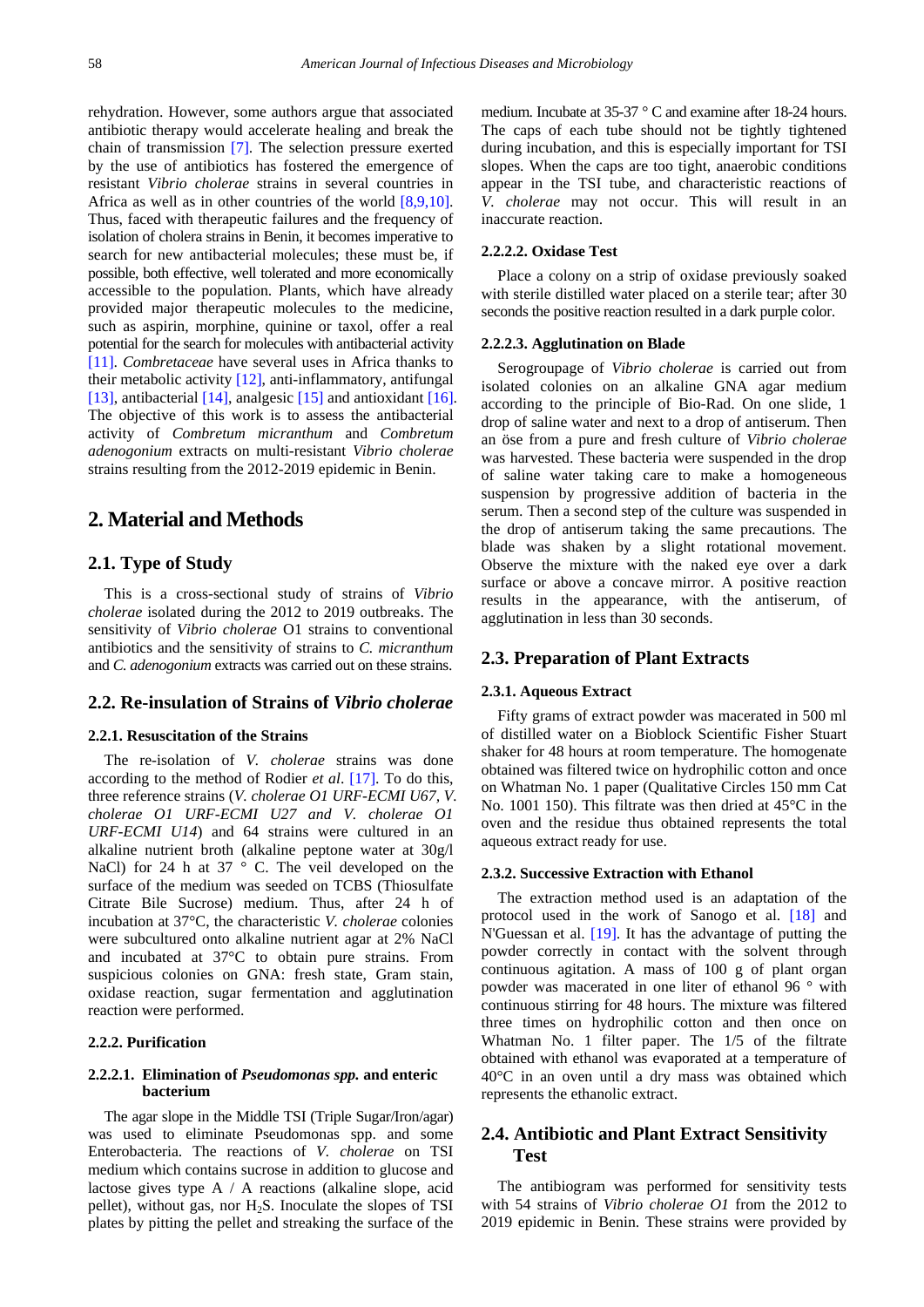rehydration. However, some authors argue that associated antibiotic therapy would accelerate healing and break the chain of transmission [7]. The selection pressure exerted by the use of antibiotics has fostered the emergence of resistant *Vibrio cholerae* strains in several countries in Africa as well as in other countries of the world [8,9,10]. Thus, faced with therapeutic failures and the frequency of isolation of cholera strains in Benin, it becomes imperative to search for new antibacterial molecules; these must be, if possible, both effective, well tolerated and more economically accessible to the population. Plants, which have already provided major therapeutic molecules to the medicine, such as aspirin, morphine, quinine or taxol, offer a real potential for the search for molecules with antibacterial activity [11]. *Combretaceae* have several uses in Africa thanks to their metabolic activity [12], anti-inflammatory, antifungal [13], antibacterial [14], analgesic [15] and antioxidant [16]. The objective of this work is to assess the antibacterial activity of *Combretum micranthum* and *Combretum adenogonium* extracts on multi-resistant *Vibrio cholerae* strains resulting from the 2012-2019 epidemic in Benin.

## 2. Material and Methods

### 2.1. Type of Study

This is a cross-sectional study of strains of *Vibrio cholerae* isolated during the 2012 to 2019 outbreaks. The sensitivity of *Vibrio cholerae* O1 strains to conventional antibiotics and the sensitivity of strains to *C. micranthum* and *C. adenogonium* extracts was carried out on these strains.

### 2.2. Re-insulation of Strains of *Vibrio cholerae*

#### 2.2.1. Resuscitation of the Strains

The re-isolation of *V. cholerae* strains was done according to the method of Rodier *et al*. [17]. To do this, three reference strains (*V. cholerae O1 URF-ECMI U67*, *V. cholerae O1 URF-ECMI U27 and V. cholerae O1 URF-ECMI U14*) and 64 strains were cultured in an alkaline nutrient broth (alkaline peptone water at 30g/l NaCl) for 24 h at 37 ° C. The veil developed on the surface of the medium was seeded on TCBS (Thiosulfate Citrate Bile Sucrose) medium. Thus, after 24 h of incubation at 37°C, the characteristic *V. cholerae* colonies were subcultured onto alkaline nutrient agar at 2% NaCl and incubated at 37°C to obtain pure strains. From suspicious colonies on GNA: fresh state, Gram stain, oxidase reaction, sugar fermentation and agglutination reaction were performed.

#### 2.2.2. Purification

##### 2.2.2.1. Elimination of *Pseudomonas spp.* and enteric bacterium

The agar slope in the Middle TSI (Triple Sugar/Iron/agar) was used to eliminate Pseudomonas spp. and some Enterobacteria. The reactions of *V. cholerae* on TSI medium which contains sucrose in addition to glucose and lactose gives type A / A reactions (alkaline slope, acid pellet), without gas, nor $H_2S$. Inoculate the slopes of TSI plates by pitting the pellet and streaking the surface of the medium. Incubate at 35-37 ° C and examine after 18-24 hours. The caps of each tube should not be tightly tightened during incubation, and this is especially important for TSI slopes. When the caps are too tight, anaerobic conditions appear in the TSI tube, and characteristic reactions of *V. cholerae* may not occur. This will result in an inaccurate reaction.

##### 2.2.2.2. Oxidase Test

Place a colony on a strip of oxidase previously soaked with sterile distilled water placed on a sterile tear; after 30 seconds the positive reaction resulted in a dark purple color.

##### 2.2.2.3. Agglutination on Blade

Serogroupage of *Vibrio cholerae* is carried out from isolated colonies on an alkaline GNA agar medium according to the principle of Bio-Rad. On one slide, 1 drop of saline water and next to a drop of antiserum. Then an öse from a pure and fresh culture of *Vibrio cholerae* was harvested. These bacteria were suspended in the drop of saline water taking care to make a homogeneous suspension by progressive addition of bacteria in the serum. Then a second step of the culture was suspended in the drop of antiserum taking the same precautions. The blade was shaken by a slight rotational movement. Observe the mixture with the naked eye over a dark surface or above a concave mirror. A positive reaction results in the appearance, with the antiserum, of agglutination in less than 30 seconds.

### 2.3. Preparation of Plant Extracts

#### 2.3.1. Aqueous Extract

Fifty grams of extract powder was macerated in 500 ml of distilled water on a Bioblock Scientific Fisher Stuart shaker for 48 hours at room temperature. The homogenate obtained was filtered twice on hydrophilic cotton and once on Whatman No. 1 paper (Qualitative Circles 150 mm Cat No. 1001 150). This filtrate was then dried at 45°C in the oven and the residue thus obtained represents the total aqueous extract ready for use.

#### 2.3.2. Successive Extraction with Ethanol

The extraction method used is an adaptation of the protocol used in the work of Sanogo et al. [18] and N'Guessan et al. [19]. It has the advantage of putting the powder correctly in contact with the solvent through continuous agitation. A mass of 100 g of plant organ powder was macerated in one liter of ethanol 96 ° with continuous stirring for 48 hours. The mixture was filtered three times on hydrophilic cotton and then once on Whatman No. 1 filter paper. The 1/5 of the filtrate obtained with ethanol was evaporated at a temperature of 40°C in an oven until a dry mass was obtained which represents the ethanolic extract.

### 2.4. Antibiotic and Plant Extract Sensitivity Test

The antibiogram was performed for sensitivity tests with 54 strains of *Vibrio cholerae O1* from the 2012 to 2019 epidemic in Benin. These strains were provided by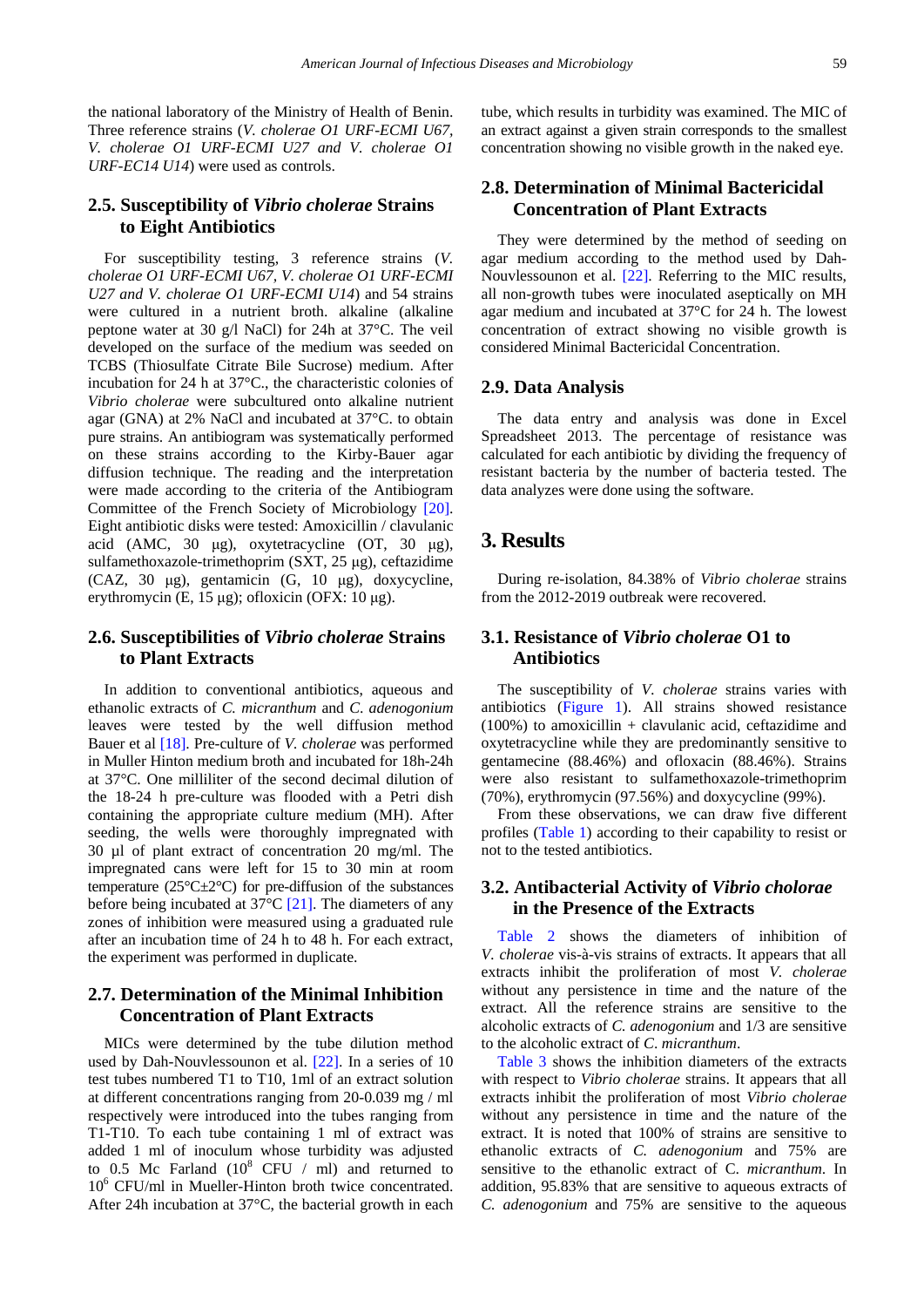the national laboratory of the Ministry of Health of Benin. Three reference strains (*V. cholerae O1 URF-ECMI U67, V. cholerae O1 URF-ECMI U27 and V. cholerae O1 URF-EC14 U14*) were used as controls.

### 2.5. Susceptibility of *Vibrio cholerae* Strains to Eight Antibiotics

For susceptibility testing, 3 reference strains (*V. cholerae O1 URF-ECMI U67, V. cholerae O1 URF-ECMI U27 and V. cholerae O1 URF-ECMI U14*) and 54 strains were cultured in a nutrient broth. alkaline (alkaline peptone water at 30 g/l NaCl) for 24h at 37°C. The veil developed on the surface of the medium was seeded on TCBS (Thiosulfate Citrate Bile Sucrose) medium. After incubation for 24 h at 37°C., the characteristic colonies of *Vibrio cholerae* were subcultured onto alkaline nutrient agar (GNA) at 2% NaCl and incubated at 37°C. to obtain pure strains. An antibiogram was systematically performed on these strains according to the Kirby-Bauer agar diffusion technique. The reading and the interpretation were made according to the criteria of the Antibiogram Committee of the French Society of Microbiology [20]. Eight antibiotic disks were tested: Amoxicillin / clavulanic acid (AMC, 30 μg), oxytetracycline (OT, 30 μg), sulfamethoxazole-trimethoprim (SXT, 25 μg), ceftazidime (CAZ, 30 μg), gentamicin (G, 10 μg), doxycycline, erythromycin (E, 15 μg); ofloxacin (OFX: 10 μg).

### 2.6. Susceptibilities of *Vibrio cholerae* Strains to Plant Extracts

In addition to conventional antibiotics, aqueous and ethanolic extracts of *C. micranthum* and *C. adenogonium* leaves were tested by the well diffusion method Bauer et al [18]. Pre-culture of *V. cholerae* was performed in Muller Hinton medium broth and incubated for 18h-24h at 37°C. One milliliter of the second decimal dilution of the 18-24 h pre-culture was flooded with a Petri dish containing the appropriate culture medium (MH). After seeding, the wells were thoroughly impregnated with 30 μl of plant extract of concentration 20 mg/ml. The impregnated cans were left for 15 to 30 min at room temperature (25°C±2°C) for pre-diffusion of the substances before being incubated at 37°C [21]. The diameters of any zones of inhibition were measured using a graduated rule after an incubation time of 24 h to 48 h. For each extract, the experiment was performed in duplicate.

### 2.7. Determination of the Minimal Inhibition Concentration of Plant Extracts

MICs were determined by the tube dilution method used by Dah-Nouvlessounon et al. [22]. In a series of 10 test tubes numbered T1 to T10, 1ml of an extract solution at different concentrations ranging from 20-0.039 mg / ml respectively were introduced into the tubes ranging from T1-T10. To each tube containing 1 ml of extract was added 1 ml of inoculum whose turbidity was adjusted to 0.5 Mc Farland ($10^8$ CFU / ml) and returned to $10^6$ CFU/ml in Mueller-Hinton broth twice concentrated. After 24h incubation at 37°C, the bacterial growth in each tube, which results in turbidity was examined. The MIC of an extract against a given strain corresponds to the smallest concentration showing no visible growth in the naked eye.

### 2.8. Determination of Minimal Bactericidal Concentration of Plant Extracts

They were determined by the method of seeding on agar medium according to the method used by Dah-Nouvlessounon et al. [22]. Referring to the MIC results, all non-growth tubes were inoculated aseptically on MH agar medium and incubated at 37°C for 24 h. The lowest concentration of extract showing no visible growth is considered Minimal Bactericidal Concentration.

### 2.9. Data Analysis

The data entry and analysis was done in Excel Spreadsheet 2013. The percentage of resistance was calculated for each antibiotic by dividing the frequency of resistant bacteria by the number of bacteria tested. The data analyzes were done using the software.

## 3. Results

During re-isolation, 84.38% of *Vibrio cholerae* strains from the 2012-2019 outbreak were recovered.

### 3.1. Resistance of *Vibrio cholerae* O1 to Antibiotics

The susceptibility of *V. cholerae* strains varies with antibiotics (Figure 1). All strains showed resistance (100%) to amoxicillin + clavulanic acid, ceftazidime and oxytetracycline while they are predominantly sensitive to gentamecine (88.46%) and ofloxacin (88.46%). Strains were also resistant to sulfamethoxazole-trimethoprim (70%), erythromycin (97.56%) and doxycycline (99%).

From these observations, we can draw five different profiles (Table 1) according to their capability to resist or not to the tested antibiotics.

### 3.2. Antibacterial Activity of *Vibrio cholorae* in the Presence of the Extracts

Table 2 shows the diameters of inhibition of *V. cholerae* vis-à-vis strains of extracts. It appears that all extracts inhibit the proliferation of most *V. cholerae* without any persistence in time and the nature of the extract. All the reference strains are sensitive to the alcoholic extracts of *C. adenogonium* and 1/3 are sensitive to the alcoholic extract of *C. micranthum*.

Table 3 shows the inhibition diameters of the extracts with respect to *Vibrio cholerae* strains. It appears that all extracts inhibit the proliferation of most *Vibrio cholerae* without any persistence in time and the nature of the extract. It is noted that 100% of strains are sensitive to ethanolic extracts of *C. adenogonium* and 75% are sensitive to the ethanolic extract of C. *micranthum*. In addition, 95.83% that are sensitive to aqueous extracts of *C. adenogonium* and 75% are sensitive to the aqueous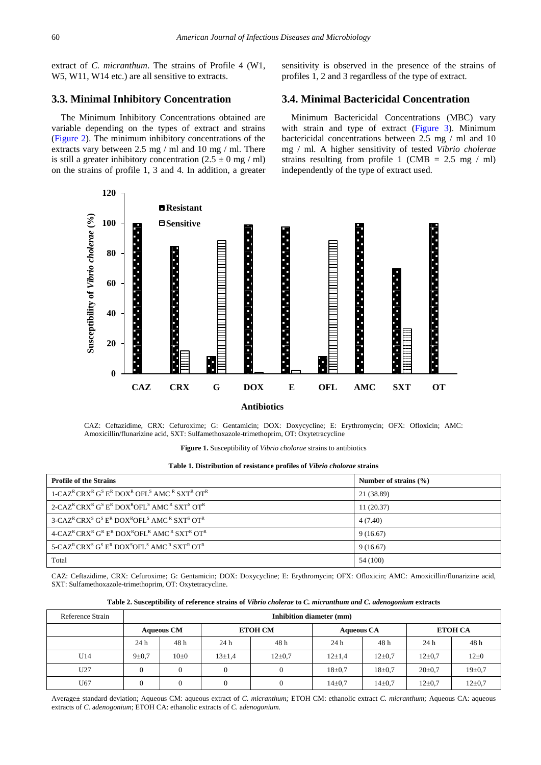extract of *C. micranthum*. The strains of Profile 4 (W1, W5, W11, W14 etc.) are all sensitive to extracts.

### 3.3. Minimal Inhibitory Concentration

The Minimum Inhibitory Concentrations obtained are variable depending on the types of extract and strains (Figure 2). The minimum inhibitory concentrations of the extracts vary between 2.5 mg / ml and 10 mg / ml. There is still a greater inhibitory concentration (2.5 ± 0 mg / ml) on the strains of profile 1, 3 and 4. In addition, a greater sensitivity is observed in the presence of the strains of profiles 1, 2 and 3 regardless of the type of extract.

### 3.4. Minimal Bactericidal Concentration

Minimum Bactericidal Concentrations (MBC) vary with strain and type of extract (Figure 3). Minimum bactericidal concentrations between 2.5 mg / ml and 10 mg / ml. A higher sensitivity of tested *Vibrio cholerae* strains resulting from profile 1 (CMB = 2.5 mg / ml) independently of the type of extract used.

CAZ: Ceftazidime, CRX: Cefuroxime; G: Gentamicin; DOX: Doxycycline; E: Erythromycin; OFX: Ofloxicin; AMC: Amoxicillin/flunarizine acid, SXT: Sulfamethoxazole-trimethoprim, OT: Oxytetracycline

**Figure 1.** Susceptibility of *Vibrio cholorae* strains to antibiotics

**Table 1. Distribution of resistance profiles of *Vibrio cholorae* strains**

| Profile of the Strains | Number of strains (%) |
|---|---|
| 1-$CAZ^R$ $CRX^R$ $G^S$ $E^R$ $DOX^R$ $OFL^S$ $AMC^R$ $SXT^R$ $OT^R$ | 21 (38.89) |
| 2-$CAZ^R$ $CRX^R$ $G^S$ $E^R$ $DOX^R$ $OFL^S$ $AMC^R$ $SXT^S$ $OT^R$ | 11 (20.37) |
| 3-$CAZ^R$ $CRX^S$ $G^S$ $E^R$ $DOX^R$ $OFL^S$ $AMC^R$ $SXT^S$ $OT^R$ | 4 (7.40) |
| 4-$CAZ^R$ $CRX^R$ $G^R$ $E^R$ $DOX^R$ $OFL^R$ $AMC^R$ $SXT^R$ $OT^R$ | 9 (16.67) |
| 5-$CAZ^R$ $CRX^S$ $G^S$ $E^R$ $DOX^S$ $OFL^S$ $AMC^R$ $SXT^R$ $OT^R$ | 9 (16.67) |
| Total | 54 (100) |

CAZ: Ceftazidime, CRX: Cefuroxime; G: Gentamicin; DOX: Doxycycline; E: Erythromycin; OFX: Ofloxicin; AMC: Amoxicillin/flunarizine acid, SXT: Sulfamethoxazole-trimethoprim, OT: Oxytetracycline.

**Table 2. Susceptibility of reference strains of *Vibrio cholerae* to *C. micranthum and C. adenogonium* extracts**

| Reference Strain | Inhibition diameter (mm) | | | | | | | |
|---|---|---|---|---|---|---|---|---|
| | Aqueous CM | | ETOH CM | | Aqueous CA | | ETOH CA | |
| | 24 h | 48 h | 24 h | 48 h | 24 h | 48 h | 24 h | 48 h |
| U14 | 9±0,7 | 10±0 | 13±1,4 | 12±0,7 | 12±1,4 | 12±0,7 | 12±0,7 | 12±0 |
| U27 | 0 | 0 | 0 | 0 | 18±0,7 | 18±0,7 | 20±0,7 | 19±0,7 |
| U67 | 0 | 0 | 0 | 0 | 14±0,7 | 14±0,7 | 12±0,7 | 12±0,7 |

Average± standard deviation; Aqueous CM: aqueous extract of *C. micranthum;* ETOH CM: ethanolic extract *C. micranthum;* Aqueous CA: aqueous extracts of *C. adenogonium*; ETOH CA: ethanolic extracts of *C. adenogonium.*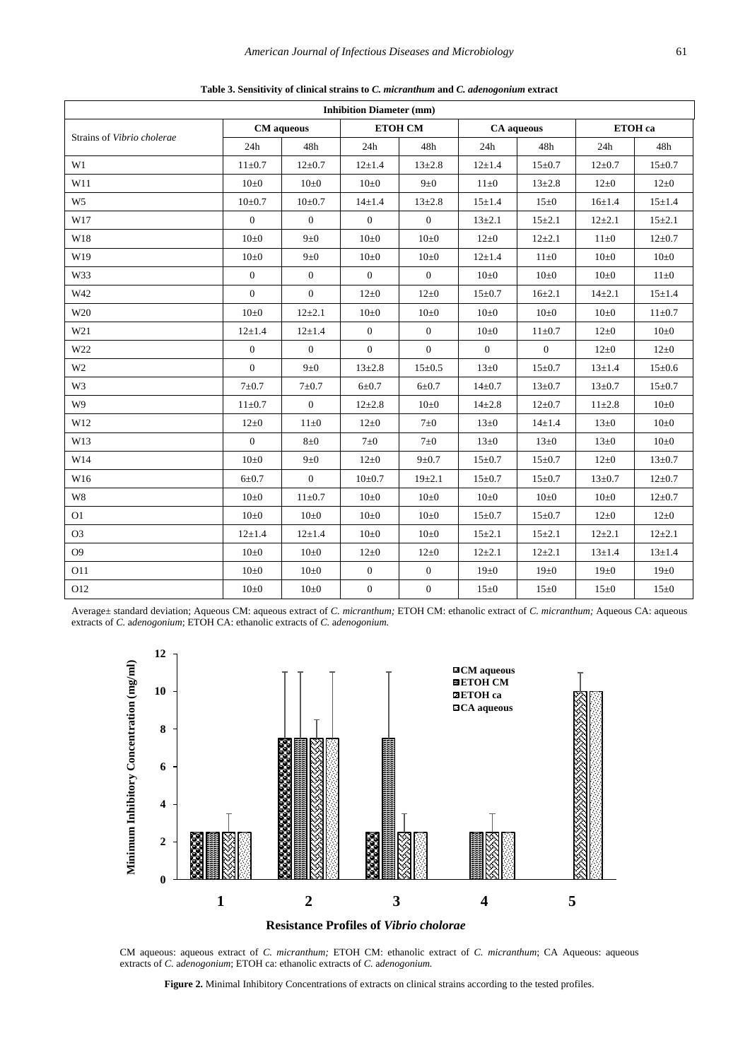**Table 3. Sensitivity of clinical strains to *C. micranthum* and *C. adenogonium* extract**

| Strains of *Vibrio cholerae* | Inhibition Diameter (mm) | | | | | | | |
|---|---|---|---|---|---|---|---|---|
| | CM aqueous | | ETOH CM | | CA aqueous | | ETOH ca | |
| | 24h | 48h | 24h | 48h | 24h | 48h | 24h | 48h |
| W1 | 11±0.7 | 12±0.7 | 12±1.4 | 13±2.8 | 12±1.4 | 15±0.7 | 12±0.7 | 15±0.7 |
| W11 | 10±0 | 10±0 | 10±0 | 9±0 | 11±0 | 13±2.8 | 12±0 | 12±0 |
| W5 | 10±0.7 | 10±0.7 | 14±1.4 | 13±2.8 | 15±1.4 | 15±0 | 16±1.4 | 15±1.4 |
| W17 | 0 | 0 | 0 | 0 | 13±2.1 | 15±2.1 | 12±2.1 | 15±2.1 |
| W18 | 10±0 | 9±0 | 10±0 | 10±0 | 12±0 | 12±2.1 | 11±0 | 12±0.7 |
| W19 | 10±0 | 9±0 | 10±0 | 10±0 | 12±1.4 | 11±0 | 10±0 | 10±0 |
| W33 | 0 | 0 | 0 | 0 | 10±0 | 10±0 | 10±0 | 11±0 |
| W42 | 0 | 0 | 12±0 | 12±0 | 15±0.7 | 16±2.1 | 14±2.1 | 15±1.4 |
| W20 | 10±0 | 12±2.1 | 10±0 | 10±0 | 10±0 | 10±0 | 10±0 | 11±0.7 |
| W21 | 12±1.4 | 12±1.4 | 0 | 0 | 10±0 | 11±0.7 | 12±0 | 10±0 |
| W22 | 0 | 0 | 0 | 0 | 0 | 0 | 12±0 | 12±0 |
| W2 | 0 | 9±0 | 13±2.8 | 15±0.5 | 13±0 | 15±0.7 | 13±1.4 | 15±0.6 |
| W3 | 7±0.7 | 7±0.7 | 6±0.7 | 6±0.7 | 14±0.7 | 13±0.7 | 13±0.7 | 15±0.7 |
| W9 | 11±0.7 | 0 | 12±2.8 | 10±0 | 14±2.8 | 12±0.7 | 11±2.8 | 10±0 |
| W12 | 12±0 | 11±0 | 12±0 | 7±0 | 13±0 | 14±1.4 | 13±0 | 10±0 |
| W13 | 0 | 8±0 | 7±0 | 7±0 | 13±0 | 13±0 | 13±0 | 10±0 |
| W14 | 10±0 | 9±0 | 12±0 | 9±0.7 | 15±0.7 | 15±0.7 | 12±0 | 13±0.7 |
| W16 | 6±0.7 | 0 | 10±0.7 | 19±2.1 | 15±0.7 | 15±0.7 | 13±0.7 | 12±0.7 |
| W8 | 10±0 | 11±0.7 | 10±0 | 10±0 | 10±0 | 10±0 | 10±0 | 12±0.7 |
| O1 | 10±0 | 10±0 | 10±0 | 10±0 | 15±0.7 | 15±0.7 | 12±0 | 12±0 |
| O3 | 12±1.4 | 12±1.4 | 10±0 | 10±0 | 15±2.1 | 15±2.1 | 12±2.1 | 12±2.1 |
| O9 | 10±0 | 10±0 | 12±0 | 12±0 | 12±2.1 | 12±2.1 | 13±1.4 | 13±1.4 |
| O11 | 10±0 | 10±0 | 0 | 0 | 19±0 | 19±0 | 19±0 | 19±0 |
| O12 | 10±0 | 10±0 | 0 | 0 | 15±0 | 15±0 | 15±0 | 15±0 |

Average± standard deviation; Aqueous CM: aqueous extract of *C. micranthum;* ETOH CM: ethanolic extract of *C. micranthum;* Aqueous CA: aqueous extracts of *C. adenogonium*; ETOH CA: ethanolic extracts of *C. adenogonium.*

CM aqueous: aqueous extract of *C. micranthum;* ETOH CM: ethanolic extract of *C. micranthum*; CA Aqueous: aqueous extracts of *C. adenogonium*; ETOH ca: ethanolic extracts of *C. adenogonium.*

**Figure 2.** Minimal Inhibitory Concentrations of extracts on clinical strains according to the tested profiles.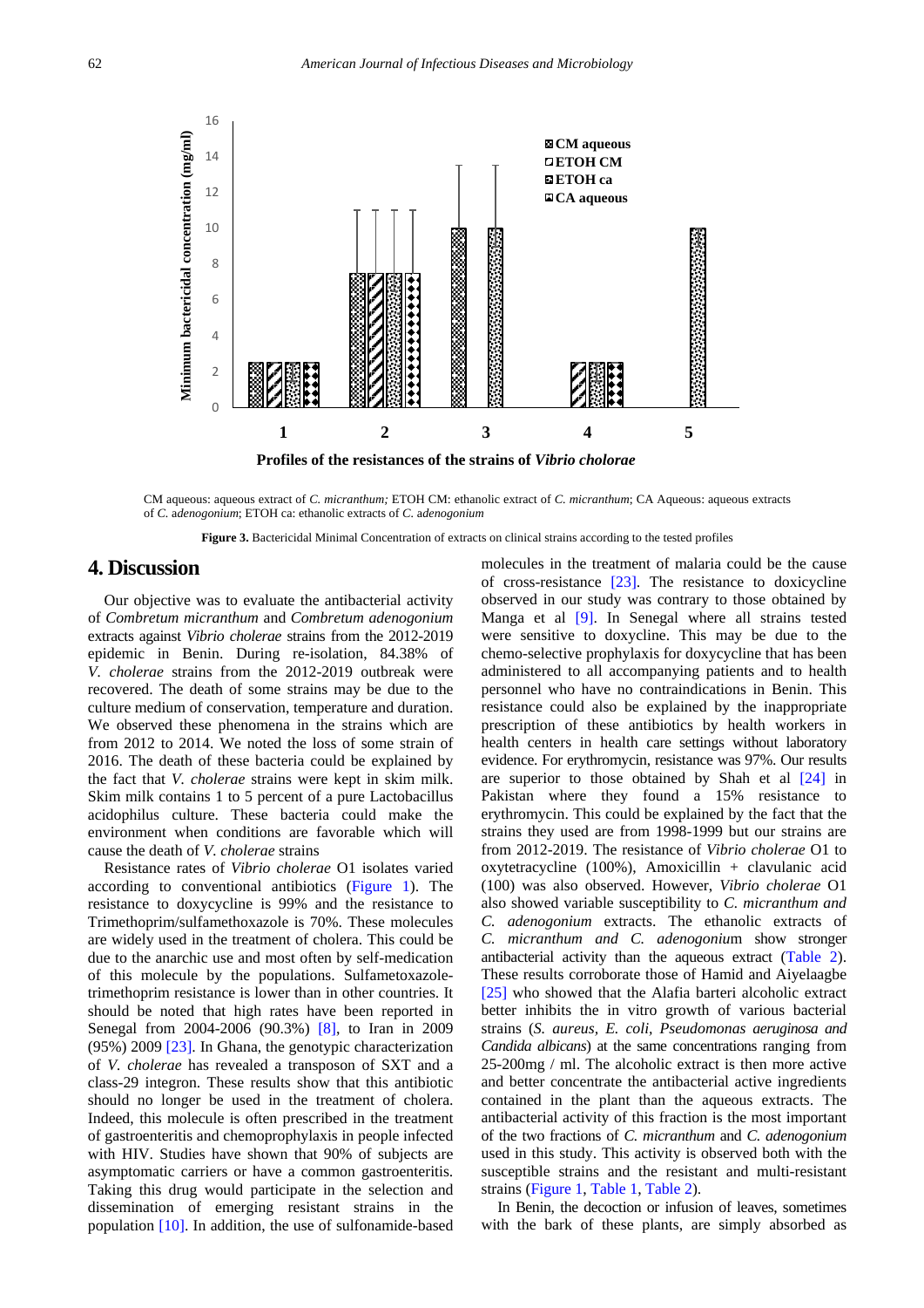CM aqueous: aqueous extract of *C. micranthum;* ETOH CM: ethanolic extract of *C. micranthum*; CA Aqueous: aqueous extracts of *C. adenogonium*; ETOH ca: ethanolic extracts of *C. adenogonium*

**Figure 3.** Bactericidal Minimal Concentration of extracts on clinical strains according to the tested profiles

## 4. Discussion

Our objective was to evaluate the antibacterial activity of *Combretum micranthum* and *Combretum adenogonium* extracts against *Vibrio cholerae* strains from the 2012-2019 epidemic in Benin. During re-isolation, 84.38% of *V. cholerae* strains from the 2012-2019 outbreak were recovered. The death of some strains may be due to the culture medium of conservation, temperature and duration. We observed these phenomena in the strains which are from 2012 to 2014. We noted the loss of some strain of 2016. The death of these bacteria could be explained by the fact that *V. cholerae* strains were kept in skim milk. Skim milk contains 1 to 5 percent of a pure Lactobacillus acidophilus culture. These bacteria could make the environment when conditions are favorable which will cause the death of *V. cholerae* strains

Resistance rates of *Vibrio cholerae* O1 isolates varied according to conventional antibiotics (Figure 1). The resistance to doxycycline is 99% and the resistance to Trimethoprim/sulfamethoxazole is 70%. These molecules are widely used in the treatment of cholera. This could be due to the anarchic use and most often by self-medication of this molecule by the populations. Sulfametoxazole-trimethoprim resistance is lower than in other countries. It should be noted that high rates have been reported in Senegal from 2004-2006 (90.3%) [8], to Iran in 2009 (95%) 2009 [23]. In Ghana, the genotypic characterization of *V. cholerae* has revealed a transposon of SXT and a class-29 integron. These results show that this antibiotic should no longer be used in the treatment of cholera. Indeed, this molecule is often prescribed in the treatment of gastroenteritis and chemoprophylaxis in people infected with HIV. Studies have shown that 90% of subjects are asymptomatic carriers or have a common gastroenteritis. Taking this drug would participate in the selection and dissemination of emerging resistant strains in the population [10]. In addition, the use of sulfonamide-based molecules in the treatment of malaria could be the cause of cross-resistance [23]. The resistance to doxicycline observed in our study was contrary to those obtained by Manga et al [9]. In Senegal where all strains tested were sensitive to doxycline. This may be due to the chemo-selective prophylaxis for doxycycline that has been administered to all accompanying patients and to health personnel who have no contraindications in Benin. This resistance could also be explained by the inappropriate prescription of these antibiotics by health workers in health centers in health care settings without laboratory evidence. For erythromycin, resistance was 97%. Our results are superior to those obtained by Shah et al [24] in Pakistan where they found a 15% resistance to erythromycin. This could be explained by the fact that the strains they used are from 1998-1999 but our strains are from 2012-2019. The resistance of *Vibrio cholerae* O1 to oxytetracycline (100%), Amoxicillin + clavulanic acid (100) was also observed. However, *Vibrio cholerae* O1 also showed variable susceptibility to *C. micranthum and C. adenogonium* extracts. The ethanolic extracts of *C. micranthum and C. adenogoniu*m show stronger antibacterial activity than the aqueous extract (Table 2). These results corroborate those of Hamid and Aiyelaagbe [25] who showed that the Alafia barteri alcoholic extract better inhibits the in vitro growth of various bacterial strains (*S. aureus, E. coli, Pseudomonas aeruginosa and Candida albicans*) at the same concentrations ranging from 25-200mg / ml. The alcoholic extract is then more active and better concentrate the antibacterial active ingredients contained in the plant than the aqueous extracts. The antibacterial activity of this fraction is the most important of the two fractions of *C. micranthum* and *C. adenogonium* used in this study. This activity is observed both with the susceptible strains and the resistant and multi-resistant strains (Figure 1, Table 1, Table 2).

In Benin, the decoction or infusion of leaves, sometimes with the bark of these plants, are simply absorbed as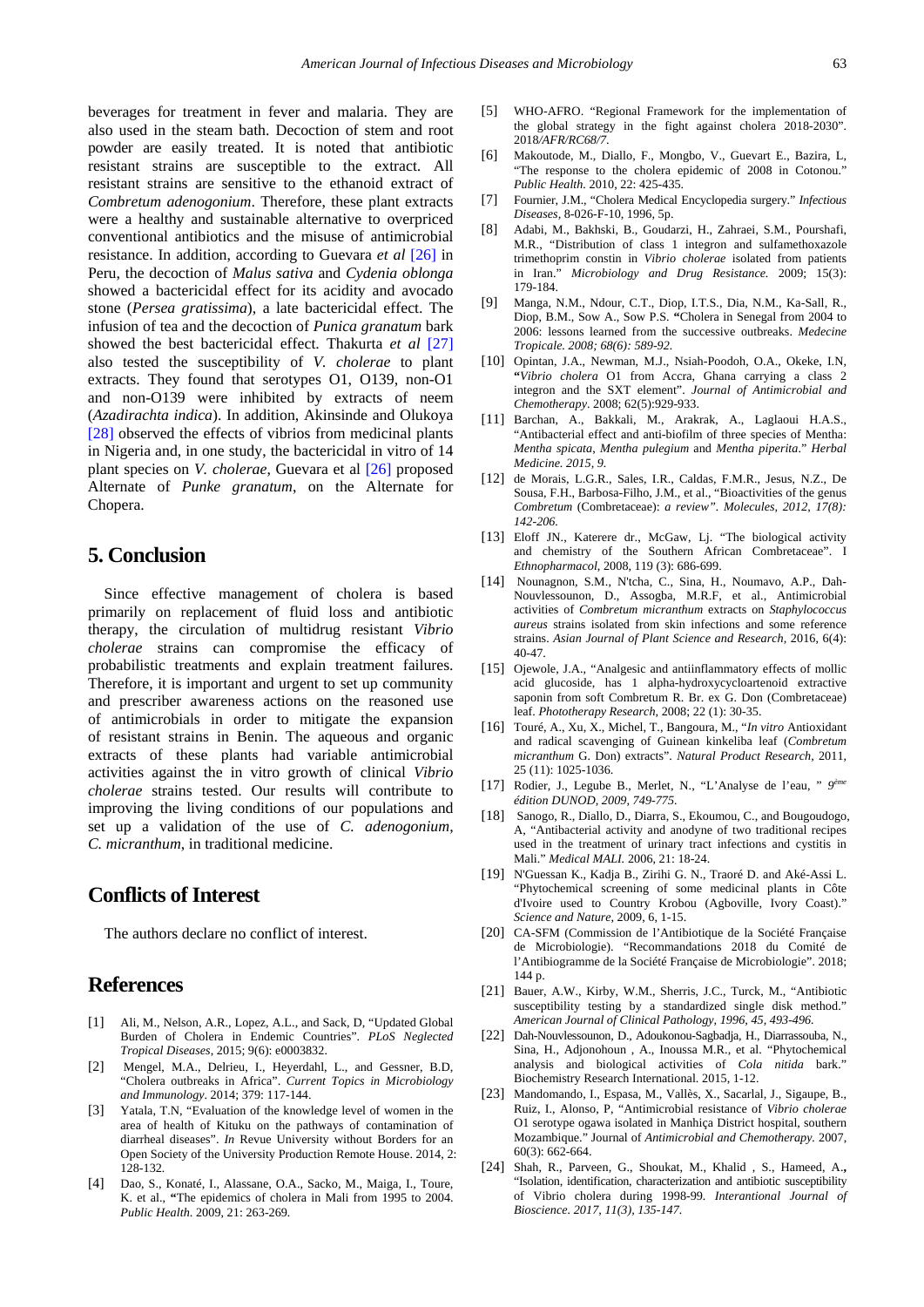beverages for treatment in fever and malaria. They are also used in the steam bath. Decoction of stem and root powder are easily treated. It is noted that antibiotic resistant strains are susceptible to the extract. All resistant strains are sensitive to the ethanoid extract of *Combretum adenogonium*. Therefore, these plant extracts were a healthy and sustainable alternative to overpriced conventional antibiotics and the misuse of antimicrobial resistance. In addition, according to Guevara *et al* [26] in Peru, the decoction of *Malus sativa* and *Cydenia oblonga* showed a bactericidal effect for its acidity and avocado stone (*Persea gratissima*), a late bactericidal effect. The infusion of tea and the decoction of *Punica granatum* bark showed the best bactericidal effect. Thakurta *et al* [27] also tested the susceptibility of *V. cholerae* to plant extracts. They found that serotypes O1, O139, non-O1 and non-O139 were inhibited by extracts of neem (*Azadirachta indica*). In addition, Akinsinde and Olukoya [28] observed the effects of vibrios from medicinal plants in Nigeria and, in one study, the bactericidal in vitro of 14 plant species on *V. cholerae*, Guevara et al [26] proposed Alternate of *Punke granatum*, on the Alternate for Chopera.

## 5. Conclusion

Since effective management of cholera is based primarily on replacement of fluid loss and antibiotic therapy, the circulation of multidrug resistant *Vibrio cholerae* strains can compromise the efficacy of probabilistic treatments and explain treatment failures. Therefore, it is important and urgent to set up community and prescriber awareness actions on the reasoned use of antimicrobials in order to mitigate the expansion of resistant strains in Benin. The aqueous and organic extracts of these plants had variable antimicrobial activities against the in vitro growth of clinical *Vibrio cholerae* strains tested. Our results will contribute to improving the living conditions of our populations and set up a validation of the use of *C. adenogonium*, *C. micranthum*, in traditional medicine.

## Conflicts of Interest

The authors declare no conflict of interest.

## References

[1] Ali, M., Nelson, A.R., Lopez, A.L., and Sack, D, "Updated Global Burden of Cholera in Endemic Countries". *PLoS Neglected Tropical Diseases*, 2015; 9(6): e0003832.

[2] Mengel, M.A., Delrieu, I., Heyerdahl, L., and Gessner, B.D, "Cholera outbreaks in Africa". *Current Topics in Microbiology and Immunology*. 2014; 379: 117-144.

[3] Yatala, T.N, "Evaluation of the knowledge level of women in the area of health of Kituku on the pathways of contamination of diarrheal diseases". *In* Revue University without Borders for an Open Society of the University Production Remote House. 2014, 2: 128-132.

[4] Dao, S., Konaté, I., Alassane, O.A., Sacko, M., Maiga, I., Toure, K. et al., "The epidemics of cholera in Mali from 1995 to 2004. *Public Health*. 2009, 21: 263-269.

[5] WHO-AFRO. "Regional Framework for the implementation of the global strategy in the fight against cholera 2018-2030". 2018*/AFR/RC68/7*.

[6] Makoutode, M., Diallo, F., Mongbo, V., Guevart E., Bazira, L, "The response to the cholera epidemic of 2008 in Cotonou." *Public Health.* 2010, 22: 425-435*.*

[7] Fournier, J.M., "Cholera Medical Encyclopedia surgery." *Infectious Diseases*, 8-026-F-10, 1996, 5p.

[8] Adabi, M., Bakhski, B., Goudarzi, H., Zahraei, S.M., Pourshafi, M.R., "Distribution of class 1 integron and sulfamethoxazole trimethoprim constin in *Vibrio cholerae* isolated from patients in Iran." *Microbiology and Drug Resistance.* 2009; 15(3): 179-184.

[9] Manga, N.M., Ndour, C.T., Diop, I.T.S., Dia, N.M., Ka-Sall, R., Diop, B.M., Sow A., Sow P.S. "Cholera in Senegal from 2004 to 2006: lessons learned from the successive outbreaks. *Medecine Tropicale. 2008; 68(6): 589-92.*

[10] Opintan, J.A., Newman, M.J., Nsiah-Poodoh, O.A., Okeke, I.N, "*Vibrio cholera* O1 from Accra, Ghana carrying a class 2 integron and the SXT element". *Journal of Antimicrobial and Chemotherapy*. 2008; 62(5):929-933.

[11] Barchan, A., Bakkali, M., Arakrak, A., Laglaoui H.A.S., "Antibacterial effect and anti-biofilm of three species of Mentha: *Mentha spicata, Mentha pulegium* and *Mentha piperita*." *Herbal Medicine. 2015, 9.*

[12] de Morais, L.G.R., Sales, I.R., Caldas, F.M.R., Jesus, N.Z., De Sousa, F.H., Barbosa-Filho, J.M., et al., "Bioactivities of the genus *Combretum* (Combretaceae): *a review". Molecules, 2012, 17(8): 142-206.*

[13] Eloff JN., Katerere dr., McGaw, Lj. "The biological activity and chemistry of the Southern African Combretaceae". J *Ethnopharmacol*, 2008, 119 (3): 686-699.

[14] Nounagnon, S.M., N'tcha, C., Sina, H., Noumavo, A.P., Dah-Nouvlessounon, D., Assogba, M.R.F, et al., Antimicrobial activities of *Combretum micranthum* extracts on *Staphylococcus aureus* strains isolated from skin infections and some reference strains. *Asian Journal of Plant Science and Research*, 2016, 6(4): 40-47.

[15] Ojewole, J.A., "Analgesic and antiinflammatory effects of mollic acid glucoside, has 1 alpha-hydroxycycloartenoid extractive saponin from soft Combretum R. Br. ex G. Don (Combretaceae) leaf. *Phototherapy Research*, 2008; 22 (1): 30-35.

[16] Touré, A., Xu, X., Michel, T., Bangoura, M., "*In vitro* Antioxidant and radical scavenging of Guinean kinkeliba leaf (*Combretum micranthum* G. Don) extracts". *Natural Product Research*, 2011, 25 (11): 1025-1036.

[17] Rodier, J., Legube B., Merlet, N., "L'Analyse de l'eau, " *9ème édition DUNOD, 2009, 749-775.*

[18] Sanogo, R., Diallo, D., Diarra, S., Ekoumou, C., and Bougoudogo, A, "Antibacterial activity and anodyne of two traditional recipes used in the treatment of urinary tract infections and cystitis in Mali." *Medical MALI.* 2006, 21: 18-24.

[19] N'Guessan K., Kadja B., Zirihi G. N., Traoré D. and Aké-Assi L. "Phytochemical screening of some medicinal plants in Côte d'Ivoire used to Country Krobou (Agboville, Ivory Coast)." *Science and Nature*, 2009, 6, 1-15.

[20] CA-SFM (Commission de l'Antibiotique de la Société Française de Microbiologie). "Recommandations 2018 du Comité de l'Antibiogramme de la Société Française de Microbiologie". 2018; 144 p.

[21] Bauer, A.W., Kirby, W.M., Sherris, J.C., Turck, M., "Antibiotic susceptibility testing by a standardized single disk method." *American Journal of Clinical Pathology, 1996, 45, 493-496.*

[22] Dah-Nouvlessounon, D., Adoukonou-Sagbadja, H., Diarrassouba, N., Sina, H., Adjonohoun , A., Inoussa M.R., et al. "Phytochemical analysis and biological activities of *Cola nitida* bark." Biochemistry Research International. 2015, 1-12.

[23] Mandomando, I., Espasa, M., Vallès, X., Sacarlal, J., Sigaupe, B., Ruiz, I., Alonso, P, "Antimicrobial resistance of *Vibrio cholerae* O1 serotype ogawa isolated in Manhiça District hospital, southern Mozambique." Journal of *Antimicrobial and Chemotherapy.* 2007, 60(3): 662-664.

[24] Shah, R., Parveen, G., Shoukat, M., Khalid , S., Hameed, A., "Isolation, identification, characterization and antibiotic susceptibility of Vibrio cholera during 1998-99. *Interantional Journal of Bioscience. 2017, 11(3), 135-147.*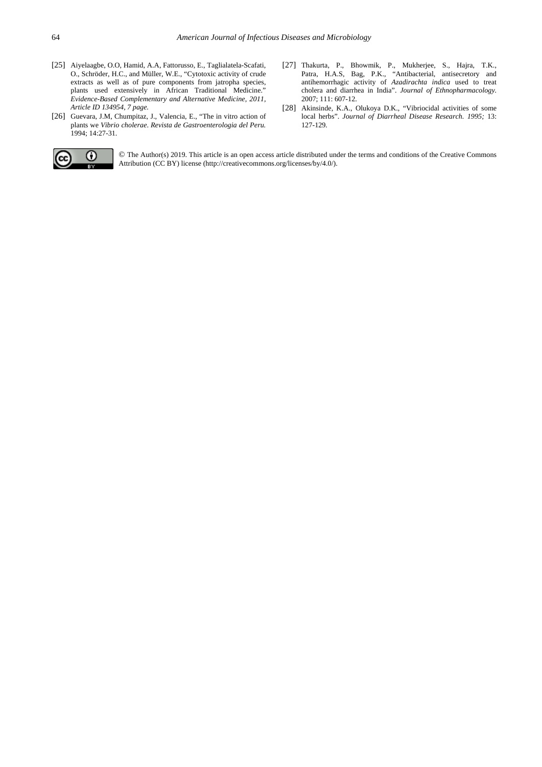[25] Aiyelaagbe, O.O, Hamid, A.A, Fattorusso, E., Taglialatela-Scafati, O., Schröder, H.C., and Müller, W.E., "Cytotoxic activity of crude extracts as well as of pure components from jatropha species, plants used extensively in African Traditional Medicine." *Evidence-Based Complementary and Alternative Medicine, 2011, Article ID 134954, 7 page.*

[26] Guevara, J.M, Chumpitaz, J., Valencia, E., "The in vitro action of plants we *Vibrio cholerae*. *Revista de Gastroenterologia del Peru.* 1994; 14:27-31.

[27] Thakurta, P., Bhowmik, P., Mukherjee, S., Hajra, T.K., Patra, H.A.S, Bag, P.K., "Antibacterial, antisecretory and antihemorrhagic activity of *Azadirachta indica* used to treat cholera and diarrhea in India". *Journal of Ethnopharmacology.* 2007; 111: 607-12.

[28] Akinsinde, K.A., Olukoya D.K., "Vibriocidal activities of some local herbs". *Journal of Diarrheal Disease Research. 1995;* 13: 127-129.

© The Author(s) 2019. This article is an open access article distributed under the terms and conditions of the Creative Commons Attribution (CC BY) license (http://creativecommons.org/licenses/by/4.0/).